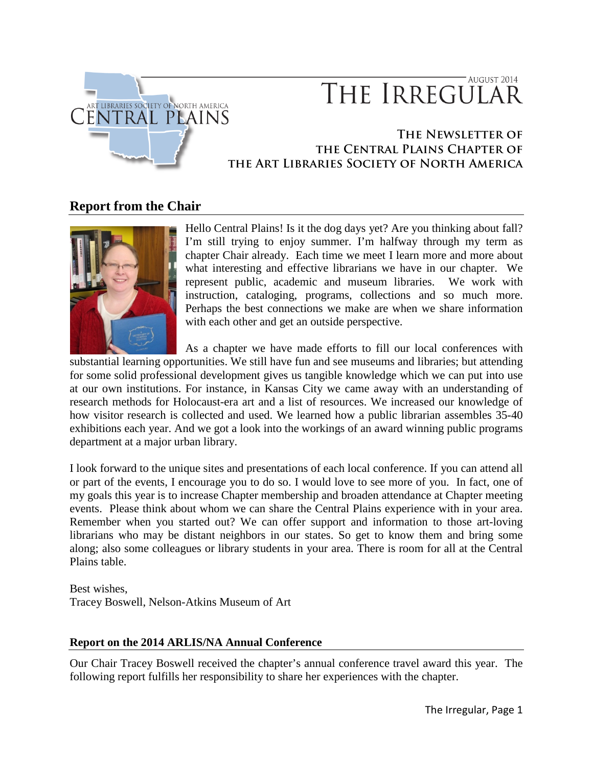ART LIBRARIES SOCIETY OF NORTH AMERICA
CENTRAL PLAINS

AUGUST 2014

# THE IRREGULAR

**THE NEWSLETTER OF THE CENTRAL PLAINS CHAPTER OF THE ART LIBRARIES SOCIETY OF NORTH AMERICA**

## Report from the Chair

Hello Central Plains! Is it the dog days yet? Are you thinking about fall? I'm still trying to enjoy summer. I'm halfway through my term as chapter Chair already. Each time we meet I learn more and more about what interesting and effective librarians we have in our chapter. We represent public, academic and museum libraries. We work with instruction, cataloging, programs, collections and so much more. Perhaps the best connections we make are when we share information with each other and get an outside perspective.

As a chapter we have made efforts to fill our local conferences with substantial learning opportunities. We still have fun and see museums and libraries; but attending for some solid professional development gives us tangible knowledge which we can put into use at our own institutions. For instance, in Kansas City we came away with an understanding of research methods for Holocaust-era art and a list of resources. We increased our knowledge of how visitor research is collected and used. We learned how a public librarian assembles 35-40 exhibitions each year. And we got a look into the workings of an award winning public programs department at a major urban library.

I look forward to the unique sites and presentations of each local conference. If you can attend all or part of the events, I encourage you to do so. I would love to see more of you. In fact, one of my goals this year is to increase Chapter membership and broaden attendance at Chapter meeting events. Please think about whom we can share the Central Plains experience with in your area. Remember when you started out? We can offer support and information to those art-loving librarians who may be distant neighbors in our states. So get to know them and bring some along; also some colleagues or library students in your area. There is room for all at the Central Plains table.

Best wishes,
Tracey Boswell, Nelson-Atkins Museum of Art

### Report on the 2014 ARLIS/NA Annual Conference

Our Chair Tracey Boswell received the chapter's annual conference travel award this year. The following report fulfills her responsibility to share her experiences with the chapter.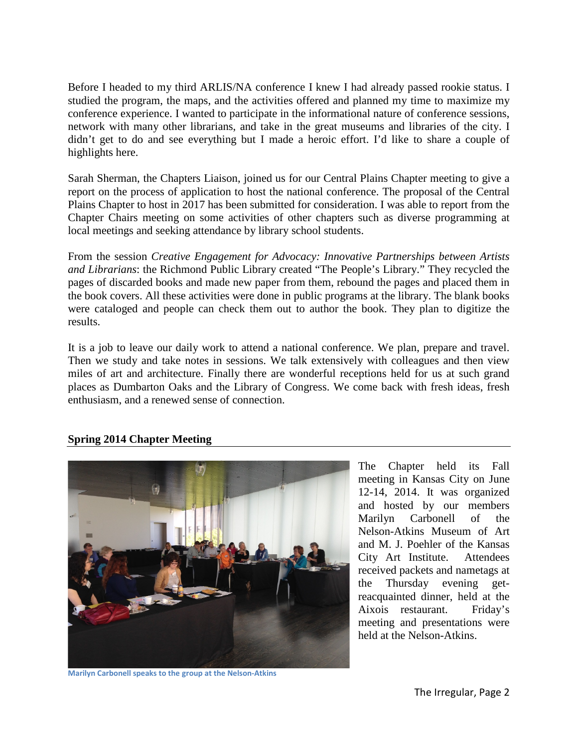Before I headed to my third ARLIS/NA conference I knew I had already passed rookie status. I studied the program, the maps, and the activities offered and planned my time to maximize my conference experience. I wanted to participate in the informational nature of conference sessions, network with many other librarians, and take in the great museums and libraries of the city. I didn't get to do and see everything but I made a heroic effort. I'd like to share a couple of highlights here.

Sarah Sherman, the Chapters Liaison, joined us for our Central Plains Chapter meeting to give a report on the process of application to host the national conference. The proposal of the Central Plains Chapter to host in 2017 has been submitted for consideration. I was able to report from the Chapter Chairs meeting on some activities of other chapters such as diverse programming at local meetings and seeking attendance by library school students.

From the session *Creative Engagement for Advocacy: Innovative Partnerships between Artists and Librarians*: the Richmond Public Library created "The People's Library." They recycled the pages of discarded books and made new paper from them, rebound the pages and placed them in the book covers. All these activities were done in public programs at the library. The blank books were cataloged and people can check them out to author the book. They plan to digitize the results.

It is a job to leave our daily work to attend a national conference. We plan, prepare and travel. Then we study and take notes in sessions. We talk extensively with colleagues and then view miles of art and architecture. Finally there are wonderful receptions held for us at such grand places as Dumbarton Oaks and the Library of Congress. We come back with fresh ideas, fresh enthusiasm, and a renewed sense of connection.

## Spring 2014 Chapter Meeting

The Chapter held its Fall meeting in Kansas City on June 12-14, 2014. It was organized and hosted by our members Marilyn Carbonell of the Nelson-Atkins Museum of Art and M. J. Poehler of the Kansas City Art Institute. Attendees received packets and nametags at the Thursday evening get-reacquainted dinner, held at the Aixois restaurant. Friday's meeting and presentations were held at the Nelson-Atkins.

**Marilyn Carbonell speaks to the group at the Nelson-Atkins**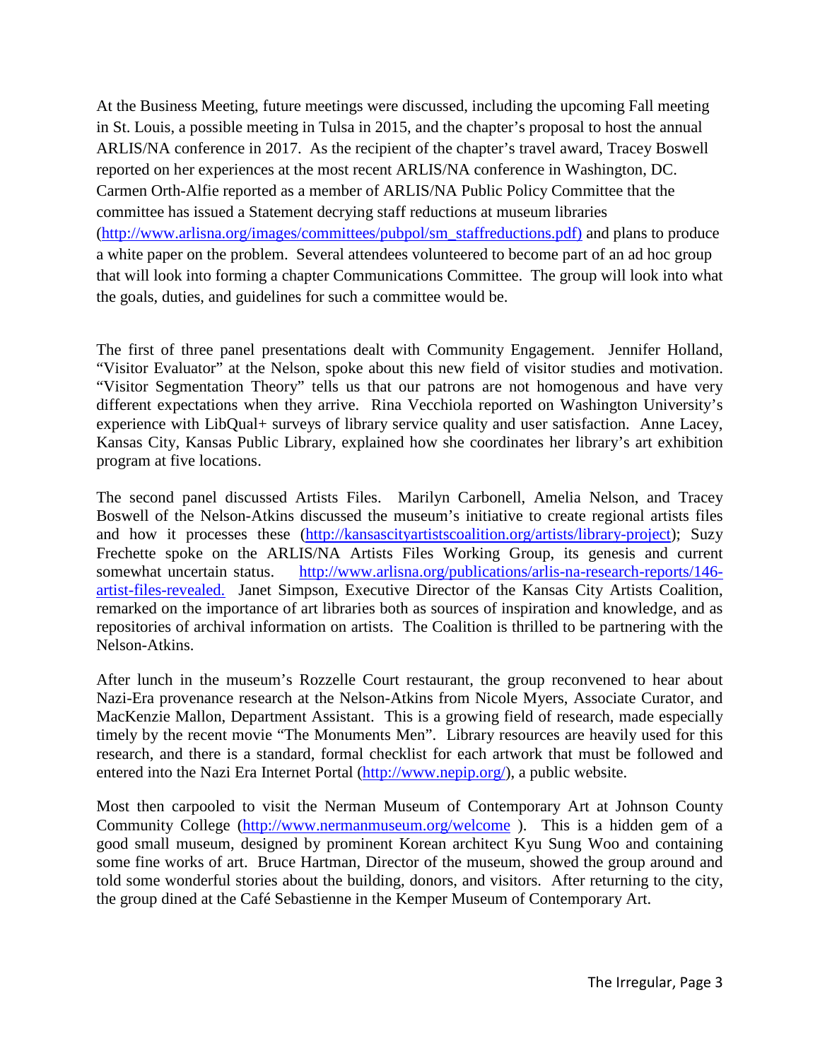At the Business Meeting, future meetings were discussed, including the upcoming Fall meeting in St. Louis, a possible meeting in Tulsa in 2015, and the chapter's proposal to host the annual ARLIS/NA conference in 2017. As the recipient of the chapter's travel award, Tracey Boswell reported on her experiences at the most recent ARLIS/NA conference in Washington, DC. Carmen Orth-Alfie reported as a member of ARLIS/NA Public Policy Committee that the committee has issued a Statement decrying staff reductions at museum libraries (http://www.arlisna.org/images/committees/pubpol/sm_staffreductions.pdf) and plans to produce a white paper on the problem. Several attendees volunteered to become part of an ad hoc group that will look into forming a chapter Communications Committee. The group will look into what the goals, duties, and guidelines for such a committee would be.

The first of three panel presentations dealt with Community Engagement. Jennifer Holland, "Visitor Evaluator" at the Nelson, spoke about this new field of visitor studies and motivation. "Visitor Segmentation Theory" tells us that our patrons are not homogenous and have very different expectations when they arrive. Rina Vecchiola reported on Washington University's experience with LibQual+ surveys of library service quality and user satisfaction. Anne Lacey, Kansas City, Kansas Public Library, explained how she coordinates her library's art exhibition program at five locations.

The second panel discussed Artists Files. Marilyn Carbonell, Amelia Nelson, and Tracey Boswell of the Nelson-Atkins discussed the museum's initiative to create regional artists files and how it processes these (http://kansascityartistscoalition.org/artists/library-project); Suzy Frechette spoke on the ARLIS/NA Artists Files Working Group, its genesis and current somewhat uncertain status. http://www.arlisna.org/publications/arlis-na-research-reports/146-artist-files-revealed. Janet Simpson, Executive Director of the Kansas City Artists Coalition, remarked on the importance of art libraries both as sources of inspiration and knowledge, and as repositories of archival information on artists. The Coalition is thrilled to be partnering with the Nelson-Atkins.

After lunch in the museum's Rozzelle Court restaurant, the group reconvened to hear about Nazi-Era provenance research at the Nelson-Atkins from Nicole Myers, Associate Curator, and MacKenzie Mallon, Department Assistant. This is a growing field of research, made especially timely by the recent movie "The Monuments Men". Library resources are heavily used for this research, and there is a standard, formal checklist for each artwork that must be followed and entered into the Nazi Era Internet Portal (http://www.nepip.org/), a public website.

Most then carpooled to visit the Nerman Museum of Contemporary Art at Johnson County Community College (http://www.nermanmuseum.org/welcome ). This is a hidden gem of a good small museum, designed by prominent Korean architect Kyu Sung Woo and containing some fine works of art. Bruce Hartman, Director of the museum, showed the group around and told some wonderful stories about the building, donors, and visitors. After returning to the city, the group dined at the Café Sebastienne in the Kemper Museum of Contemporary Art.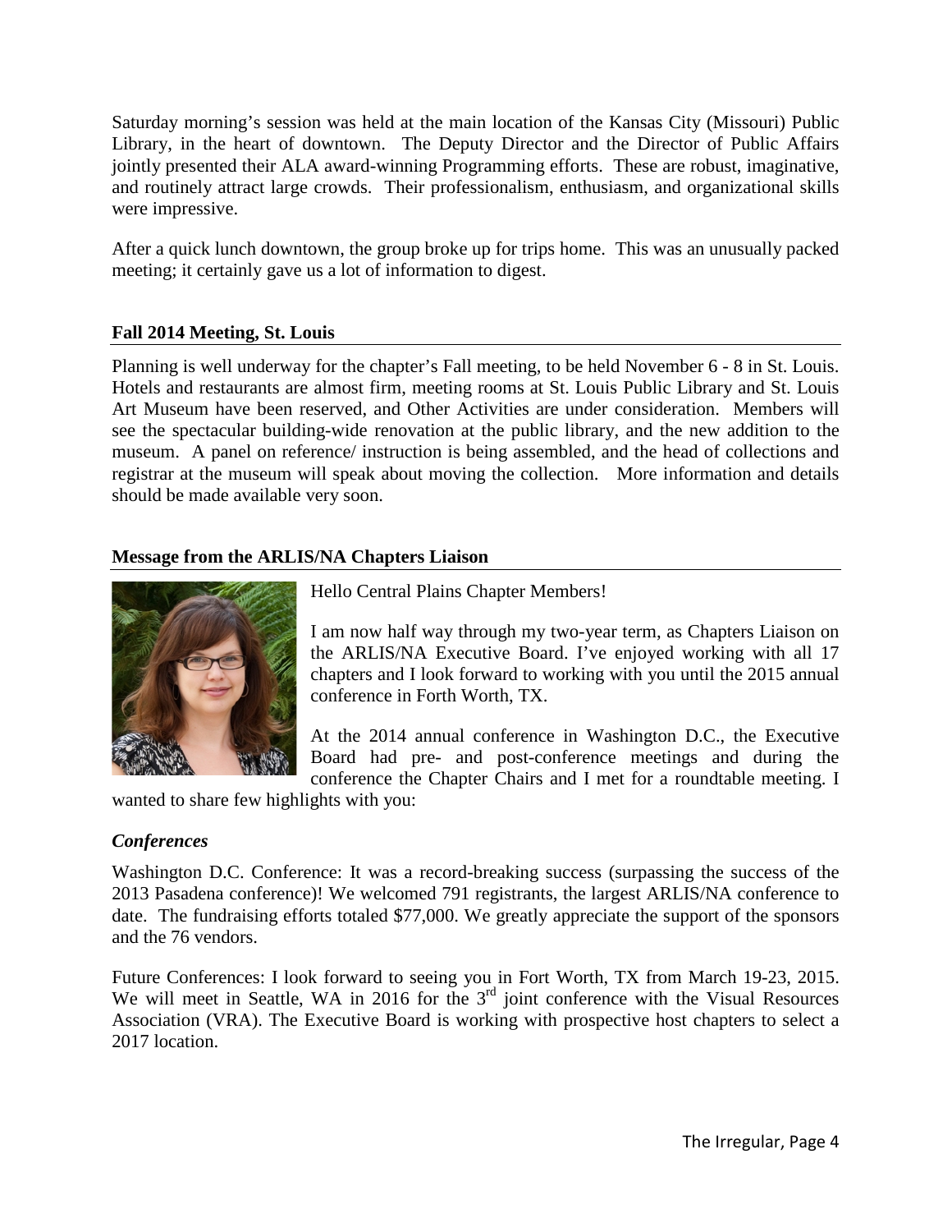Saturday morning's session was held at the main location of the Kansas City (Missouri) Public Library, in the heart of downtown. The Deputy Director and the Director of Public Affairs jointly presented their ALA award-winning Programming efforts. These are robust, imaginative, and routinely attract large crowds. Their professionalism, enthusiasm, and organizational skills were impressive.

After a quick lunch downtown, the group broke up for trips home. This was an unusually packed meeting; it certainly gave us a lot of information to digest.

## Fall 2014 Meeting, St. Louis

Planning is well underway for the chapter's Fall meeting, to be held November 6 - 8 in St. Louis. Hotels and restaurants are almost firm, meeting rooms at St. Louis Public Library and St. Louis Art Museum have been reserved, and Other Activities are under consideration. Members will see the spectacular building-wide renovation at the public library, and the new addition to the museum. A panel on reference/ instruction is being assembled, and the head of collections and registrar at the museum will speak about moving the collection. More information and details should be made available very soon.

## Message from the ARLIS/NA Chapters Liaison

Hello Central Plains Chapter Members!

I am now half way through my two-year term, as Chapters Liaison on the ARLIS/NA Executive Board. I've enjoyed working with all 17 chapters and I look forward to working with you until the 2015 annual conference in Forth Worth, TX.

At the 2014 annual conference in Washington D.C., the Executive Board had pre- and post-conference meetings and during the conference the Chapter Chairs and I met for a roundtable meeting. I wanted to share few highlights with you:

### *Conferences*

Washington D.C. Conference: It was a record-breaking success (surpassing the success of the 2013 Pasadena conference)! We welcomed 791 registrants, the largest ARLIS/NA conference to date. The fundraising efforts totaled $77,000. We greatly appreciate the support of the sponsors and the 76 vendors.

Future Conferences: I look forward to seeing you in Fort Worth, TX from March 19-23, 2015. We will meet in Seattle, WA in 2016 for the 3rd joint conference with the Visual Resources Association (VRA). The Executive Board is working with prospective host chapters to select a 2017 location.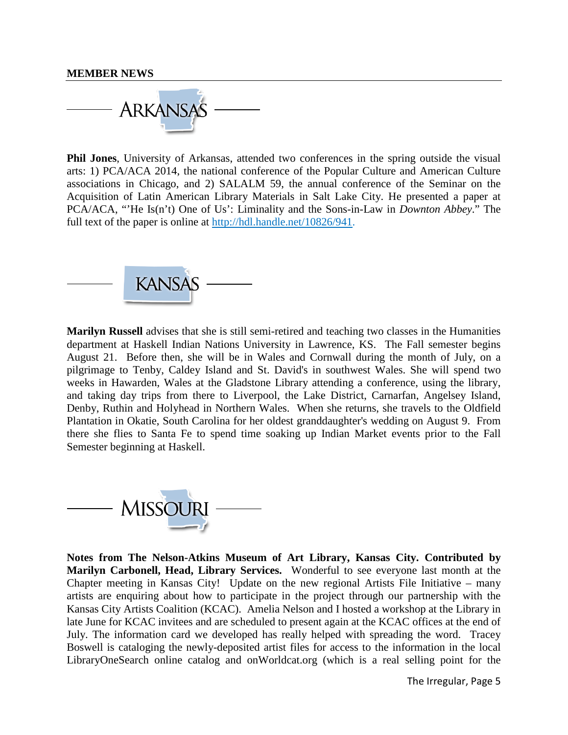## MEMBER NEWS

### ARKANSAS

**Phil Jones**, University of Arkansas, attended two conferences in the spring outside the visual arts: 1) PCA/ACA 2014, the national conference of the Popular Culture and American Culture associations in Chicago, and 2) SALALM 59, the annual conference of the Seminar on the Acquisition of Latin American Library Materials in Salt Lake City. He presented a paper at PCA/ACA, "'He Is(n't) One of Us': Liminality and the Sons-in-Law in *Downton Abbey*." The full text of the paper is online at http://hdl.handle.net/10826/941.

### KANSAS

**Marilyn Russell** advises that she is still semi-retired and teaching two classes in the Humanities department at Haskell Indian Nations University in Lawrence, KS. The Fall semester begins August 21. Before then, she will be in Wales and Cornwall during the month of July, on a pilgrimage to Tenby, Caldey Island and St. David's in southwest Wales. She will spend two weeks in Hawarden, Wales at the Gladstone Library attending a conference, using the library, and taking day trips from there to Liverpool, the Lake District, Carnarfan, Angelsey Island, Denby, Ruthin and Holyhead in Northern Wales. When she returns, she travels to the Oldfield Plantation in Okatie, South Carolina for her oldest granddaughter's wedding on August 9. From there she flies to Santa Fe to spend time soaking up Indian Market events prior to the Fall Semester beginning at Haskell.

### MISSOURI

**Notes from The Nelson-Atkins Museum of Art Library, Kansas City. Contributed by Marilyn Carbonell, Head, Library Services.** Wonderful to see everyone last month at the Chapter meeting in Kansas City! Update on the new regional Artists File Initiative – many artists are enquiring about how to participate in the project through our partnership with the Kansas City Artists Coalition (KCAC). Amelia Nelson and I hosted a workshop at the Library in late June for KCAC invitees and are scheduled to present again at the KCAC offices at the end of July. The information card we developed has really helped with spreading the word. Tracey Boswell is cataloging the newly-deposited artist files for access to the information in the local LibraryOneSearch online catalog and onWorldcat.org (which is a real selling point for the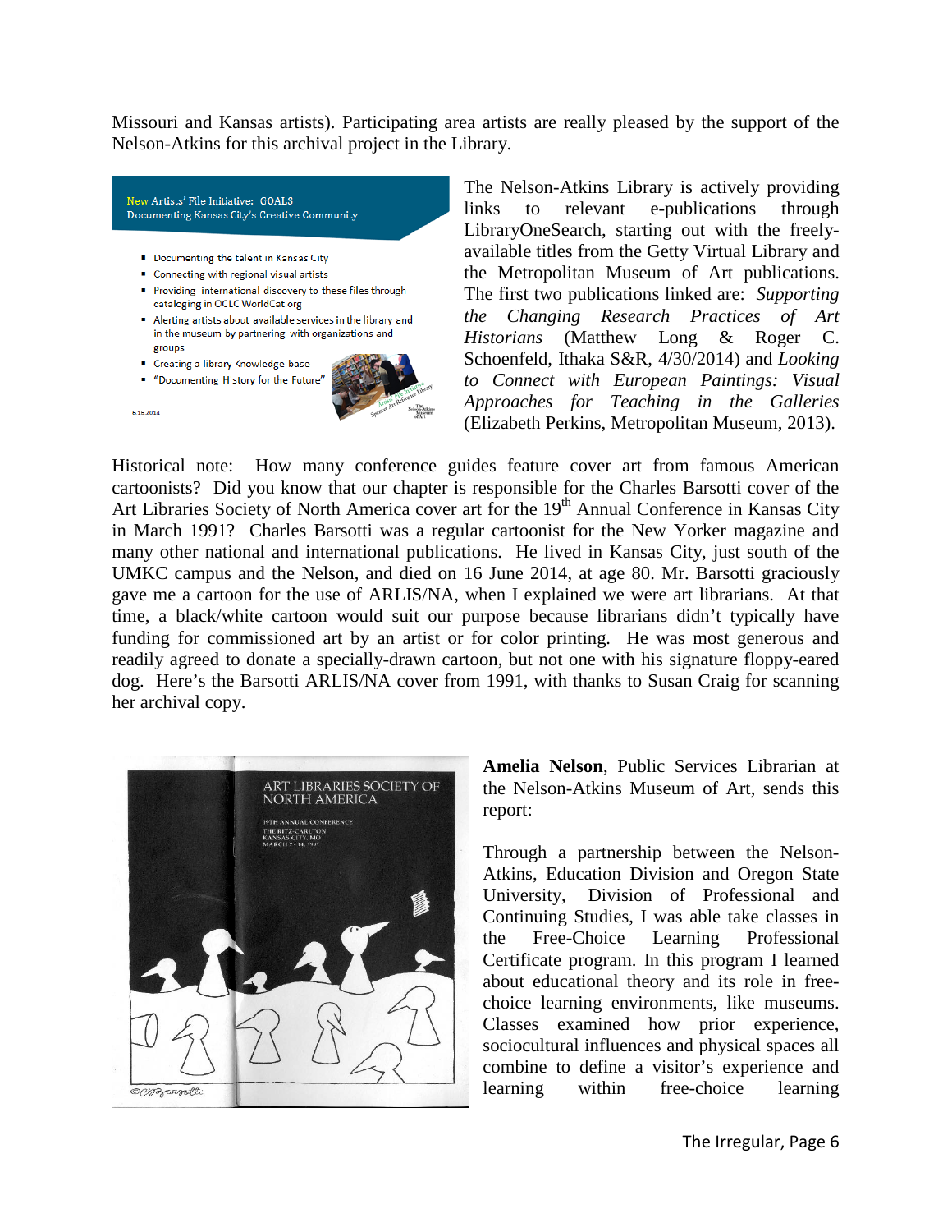Missouri and Kansas artists). Participating area artists are really pleased by the support of the Nelson-Atkins for this archival project in the Library.

New Artists' File Initiative: GOALS
Documenting Kansas City's Creative Community

- Documenting the talent in Kansas City
- Connecting with regional visual artists
- Providing international discovery to these files through cataloging in OCLC WorldCat.org
- Alerting artists about available services in the library and in the museum by partnering with organizations and groups
- Creating a library Knowledge base
- "Documenting History for the Future"

6.16.2014

The Nelson-Atkins Library is actively providing links to relevant e-publications through LibraryOneSearch, starting out with the freely-available titles from the Getty Virtual Library and the Metropolitan Museum of Art publications. The first two publications linked are: *Supporting the Changing Research Practices of Art Historians* (Matthew Long & Roger C. Schoenfeld, Ithaka S&R, 4/30/2014) and *Looking to Connect with European Paintings: Visual Approaches for Teaching in the Galleries* (Elizabeth Perkins, Metropolitan Museum, 2013).

Historical note: How many conference guides feature cover art from famous American cartoonists? Did you know that our chapter is responsible for the Charles Barsotti cover of the Art Libraries Society of North America cover art for the 19th Annual Conference in Kansas City in March 1991? Charles Barsotti was a regular cartoonist for the New Yorker magazine and many other national and international publications. He lived in Kansas City, just south of the UMKC campus and the Nelson, and died on 16 June 2014, at age 80. Mr. Barsotti graciously gave me a cartoon for the use of ARLIS/NA, when I explained we were art librarians. At that time, a black/white cartoon would suit our purpose because librarians didn't typically have funding for commissioned art by an artist or for color printing. He was most generous and readily agreed to donate a specially-drawn cartoon, but not one with his signature floppy-eared dog. Here's the Barsotti ARLIS/NA cover from 1991, with thanks to Susan Craig for scanning her archival copy.

ART LIBRARIES SOCIETY OF NORTH AMERICA
19TH ANNUAL CONFERENCE
THE RITZ-CARLTON
KANSAS CITY, MO
MARCH 7 - 14, 1991

**Amelia Nelson**, Public Services Librarian at the Nelson-Atkins Museum of Art, sends this report:

Through a partnership between the Nelson-Atkins, Education Division and Oregon State University, Division of Professional and Continuing Studies, I was able take classes in the Free-Choice Learning Professional Certificate program. In this program I learned about educational theory and its role in free-choice learning environments, like museums. Classes examined how prior experience, sociocultural influences and physical spaces all combine to define a visitor's experience and learning within free-choice learning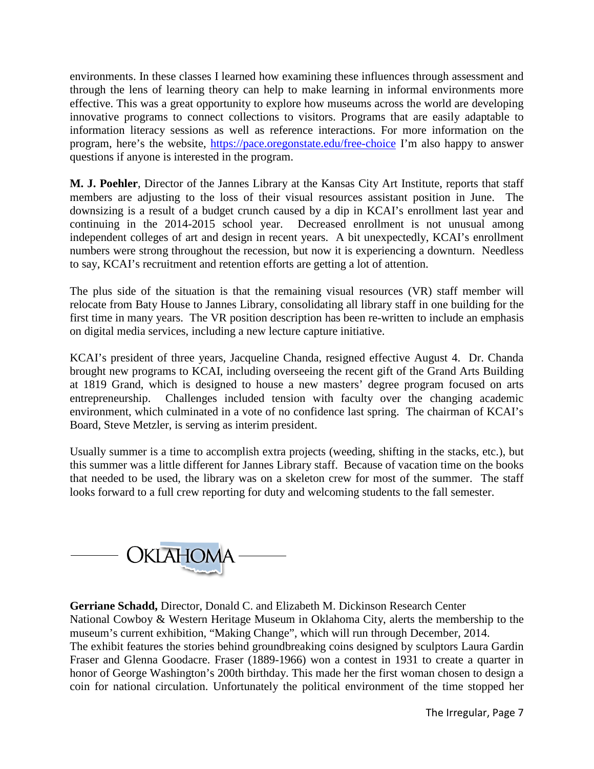environments. In these classes I learned how examining these influences through assessment and through the lens of learning theory can help to make learning in informal environments more effective. This was a great opportunity to explore how museums across the world are developing innovative programs to connect collections to visitors. Programs that are easily adaptable to information literacy sessions as well as reference interactions. For more information on the program, here's the website, https://pace.oregonstate.edu/free-choice I'm also happy to answer questions if anyone is interested in the program.

**M. J. Poehler**, Director of the Jannes Library at the Kansas City Art Institute, reports that staff members are adjusting to the loss of their visual resources assistant position in June. The downsizing is a result of a budget crunch caused by a dip in KCAI's enrollment last year and continuing in the 2014-2015 school year. Decreased enrollment is not unusual among independent colleges of art and design in recent years. A bit unexpectedly, KCAI's enrollment numbers were strong throughout the recession, but now it is experiencing a downturn. Needless to say, KCAI's recruitment and retention efforts are getting a lot of attention.

The plus side of the situation is that the remaining visual resources (VR) staff member will relocate from Baty House to Jannes Library, consolidating all library staff in one building for the first time in many years. The VR position description has been re-written to include an emphasis on digital media services, including a new lecture capture initiative.

KCAI's president of three years, Jacqueline Chanda, resigned effective August 4. Dr. Chanda brought new programs to KCAI, including overseeing the recent gift of the Grand Arts Building at 1819 Grand, which is designed to house a new masters' degree program focused on arts entrepreneurship. Challenges included tension with faculty over the changing academic environment, which culminated in a vote of no confidence last spring. The chairman of KCAI's Board, Steve Metzler, is serving as interim president.

Usually summer is a time to accomplish extra projects (weeding, shifting in the stacks, etc.), but this summer was a little different for Jannes Library staff. Because of vacation time on the books that needed to be used, the library was on a skeleton crew for most of the summer. The staff looks forward to a full crew reporting for duty and welcoming students to the fall semester.

## OKLAHOMA

**Gerriane Schadd,** Director, Donald C. and Elizabeth M. Dickinson Research Center National Cowboy & Western Heritage Museum in Oklahoma City, alerts the membership to the museum's current exhibition, "Making Change", which will run through December, 2014.
The exhibit features the stories behind groundbreaking coins designed by sculptors Laura Gardin Fraser and Glenna Goodacre. Fraser (1889-1966) won a contest in 1931 to create a quarter in honor of George Washington's 200th birthday. This made her the first woman chosen to design a coin for national circulation. Unfortunately the political environment of the time stopped her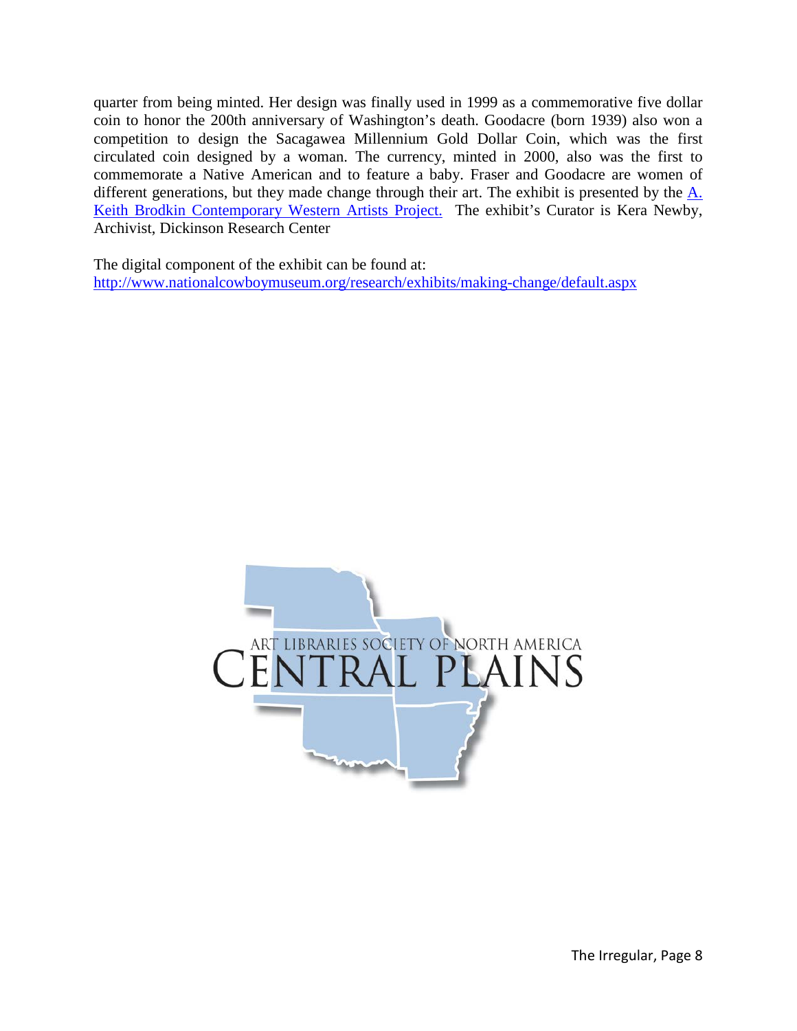quarter from being minted. Her design was finally used in 1999 as a commemorative five dollar coin to honor the 200th anniversary of Washington's death. Goodacre (born 1939) also won a competition to design the Sacagawea Millennium Gold Dollar Coin, which was the first circulated coin designed by a woman. The currency, minted in 2000, also was the first to commemorate a Native American and to feature a baby. Fraser and Goodacre are women of different generations, but they made change through their art. The exhibit is presented by the A. Keith Brodkin Contemporary Western Artists Project. The exhibit's Curator is Kera Newby, Archivist, Dickinson Research Center

The digital component of the exhibit can be found at:
http://www.nationalcowboymuseum.org/research/exhibits/making-change/default.aspx

ART LIBRARIES SOCIETY OF NORTH AMERICA
CENTRAL PLAINS